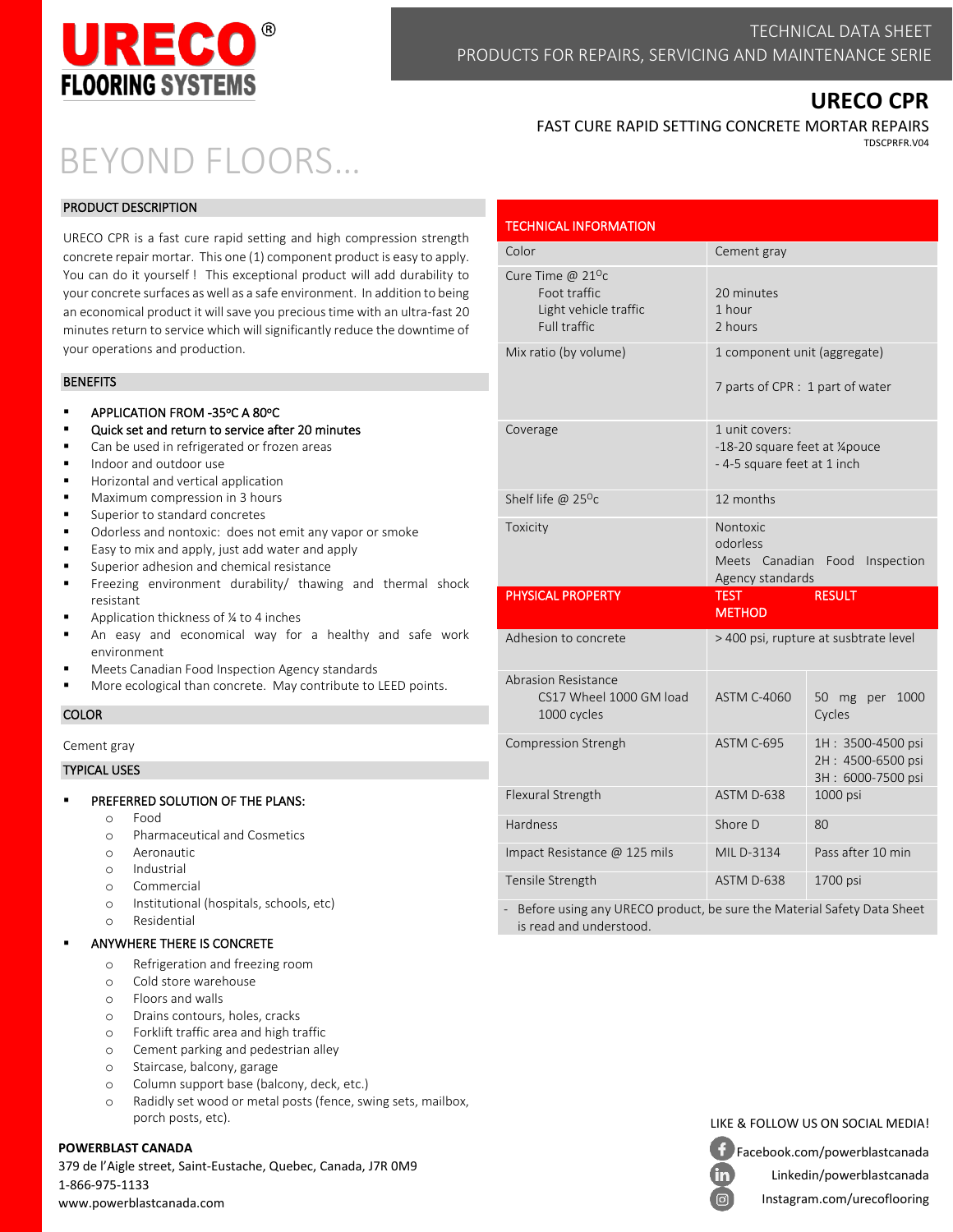# URECO FLOORING SYSTEMS

TECHNICAL DATA SHEET
PRODUCTS FOR REPAIRS, SERVICING AND MAINTENANCE SERIE

## URECO CPR

FAST CURE RAPID SETTING CONCRETE MORTAR REPAIRS

TDSCPRFR.V04

BEYOND FLOORS…

### PRODUCT DESCRIPTION

URECO CPR is a fast cure rapid setting and high compression strength concrete repair mortar. This one (1) component product is easy to apply. You can do it yourself ! This exceptional product will add durability to your concrete surfaces as well as a safe environment. In addition to being an economical product it will save you precious time with an ultra-fast 20 minutes return to service which will significantly reduce the downtime of your operations and production.

### BENEFITS

- APPLICATION FROM -35ºC A 80ºC
- Quick set and return to service after 20 minutes
- Can be used in refrigerated or frozen areas
- Indoor and outdoor use
- Horizontal and vertical application
- Maximum compression in 3 hours
- Superior to standard concretes
- Odorless and nontoxic: does not emit any vapor or smoke
- Easy to mix and apply, just add water and apply
- Superior adhesion and chemical resistance
- Freezing environment durability/ thawing and thermal shock resistant
- Application thickness of ¼ to 4 inches
- An easy and economical way for a healthy and safe work environment
- Meets Canadian Food Inspection Agency standards
- More ecological than concrete. May contribute to LEED points.

### COLOR

Cement gray

### TYPICAL USES

- PREFERRED SOLUTION OF THE PLANS:
  - Food
  - Pharmaceutical and Cosmetics
  - Aeronautic
  - Industrial
  - Commercial
  - Institutional (hospitals, schools, etc)
  - Residential
- ANYWHERE THERE IS CONCRETE
  - Refrigeration and freezing room
  - Cold store warehouse
  - Floors and walls
  - Drains contours, holes, cracks
  - Forklift traffic area and high traffic
  - Cement parking and pedestrian alley
  - Staircase, balcony, garage
  - Column support base (balcony, deck, etc.)
  - Radidly set wood or metal posts (fence, swing sets, mailbox, porch posts, etc).

### TECHNICAL INFORMATION

| | |
|---|---|
| Color | Cement gray |
| Cure Time @ 21ºc<br>Foot traffic<br>Light vehicle traffic<br>Full traffic | <br>20 minutes<br>1 hour<br>2 hours |
| Mix ratio (by volume) | 1 component unit (aggregate)<br><br>7 parts of CPR : 1 part of water |
| Coverage | 1 unit covers:<br>-18-20 square feet at ¼pouce<br>- 4-5 square feet at 1 inch |
| Shelf life @ 25ºc | 12 months |
| Toxicity | Nontoxic<br>odorless<br>Meets Canadian Food Inspection Agency standards |

| PHYSICAL PROPERTY | TEST METHOD | RESULT |
|---|---|---|
| Adhesion to concrete | > 400 psi, rupture at susbtrate level | |
| Abrasion Resistance<br>CS17 Wheel 1000 GM load<br>1000 cycles | ASTM C-4060 | 50 mg per 1000 Cycles |
| Compression Strengh | ASTM C-695 | 1H : 3500-4500 psi<br>2H : 4500-6500 psi<br>3H : 6000-7500 psi |
| Flexural Strength | ASTM D-638 | 1000 psi |
| Hardness | Shore D | 80 |
| Impact Resistance @ 125 mils | MIL D-3134 | Pass after 10 min |
| Tensile Strength | ASTM D-638 | 1700 psi |

- Before using any URECO product, be sure the Material Safety Data Sheet is read and understood.

**POWERBLAST CANADA**
379 de l'Aigle street, Saint-Eustache, Quebec, Canada, J7R 0M9
1-866-975-1133
www.powerblastcanada.com

LIKE & FOLLOW US ON SOCIAL MEDIA!

Facebook.com/powerblastcanada
Linkedin/powerblastcanada
Instagram.com/urecoflooring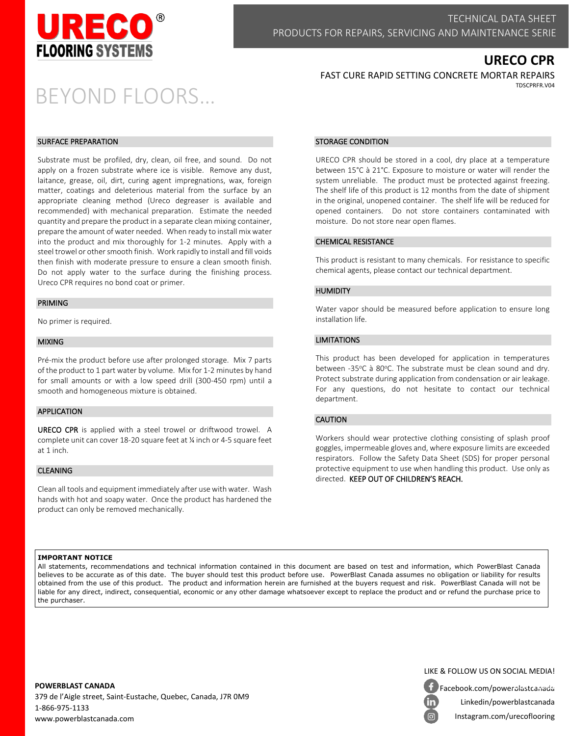# URECO CPR

FAST CURE RAPID SETTING CONCRETE MORTAR REPAIRS

TDSCPRFR.V04

BEYOND FLOORS…

## SURFACE PREPARATION

Substrate must be profiled, dry, clean, oil free, and sound. Do not apply on a frozen substrate where ice is visible. Remove any dust, laitance, grease, oil, dirt, curing agent impregnations, wax, foreign matter, coatings and deleterious material from the surface by an appropriate cleaning method (Ureco degreaser is available and recommended) with mechanical preparation. Estimate the needed quantity and prepare the product in a separate clean mixing container, prepare the amount of water needed. When ready to install mix water into the product and mix thoroughly for 1-2 minutes. Apply with a steel trowel or other smooth finish. Work rapidly to install and fill voids then finish with moderate pressure to ensure a clean smooth finish. Do not apply water to the surface during the finishing process. Ureco CPR requires no bond coat or primer.

## PRIMING

No primer is required.

## MIXING

Pré-mix the product before use after prolonged storage. Mix 7 parts of the product to 1 part water by volume. Mix for 1-2 minutes by hand for small amounts or with a low speed drill (300-450 rpm) until a smooth and homogeneous mixture is obtained.

## APPLICATION

URECO CPR is applied with a steel trowel or driftwood trowel. A complete unit can cover 18-20 square feet at ¼ inch or 4-5 square feet at 1 inch.

## CLEANING

Clean all tools and equipment immediately after use with water. Wash hands with hot and soapy water. Once the product has hardened the product can only be removed mechanically.

## STORAGE CONDITION

URECO CPR should be stored in a cool, dry place at a temperature between 15°C à 21°C. Exposure to moisture or water will render the system unreliable. The product must be protected against freezing. The shelf life of this product is 12 months from the date of shipment in the original, unopened container. The shelf life will be reduced for opened containers. Do not store containers contaminated with moisture. Do not store near open flames.

## CHEMICAL RESISTANCE

This product is resistant to many chemicals. For resistance to specific chemical agents, please contact our technical department.

## HUMIDITY

Water vapor should be measured before application to ensure long installation life.

## LIMITATIONS

This product has been developed for application in temperatures between -35ºC à 80ºC. The substrate must be clean sound and dry. Protect substrate during application from condensation or air leakage. For any questions, do not hesitate to contact our technical department.

## CAUTION

Workers should wear protective clothing consisting of splash proof goggles, impermeable gloves and, where exposure limits are exceeded respirators. Follow the Safety Data Sheet (SDS) for proper personal protective equipment to use when handling this product. Use only as directed. KEEP OUT OF CHILDREN'S REACH.

**IMPORTANT NOTICE**

All statements, recommendations and technical information contained in this document are based on test and information, which PowerBlast Canada believes to be accurate as of this date. The buyer should test this product before use. PowerBlast Canada assumes no obligation or liability for results obtained from the use of this product. The product and information herein are furnished at the buyers request and risk. PowerBlast Canada will not be liable for any direct, indirect, consequential, economic or any other damage whatsoever except to replace the product and or refund the purchase price to the purchaser.

**POWERBLAST CANADA**
379 de l'Aigle street, Saint-Eustache, Quebec, Canada, J7R 0M9
1-866-975-1133
www.powerblastcanada.com

LIKE & FOLLOW US ON SOCIAL MEDIA!
Facebook.com/powerblastcanada
Linkedin/powerblastcanada
Instagram.com/urecoflooring